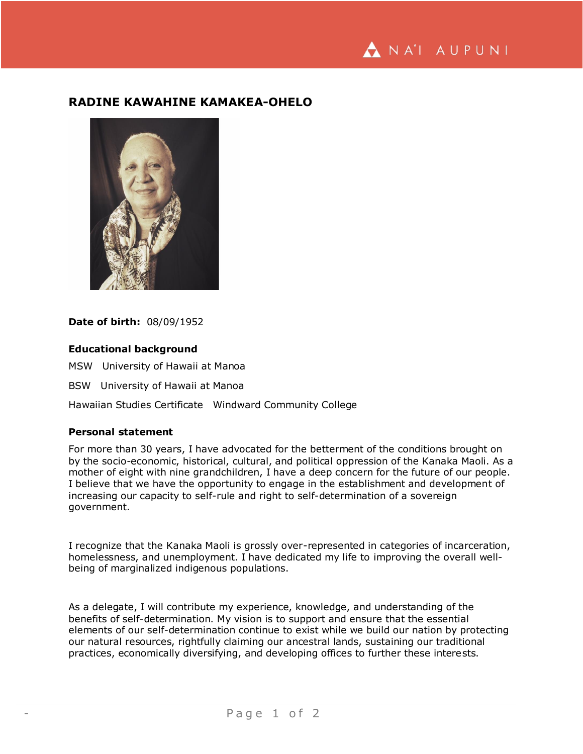# RADINE KAWAHINE KAMAKEA-OHELO

**Date of birth:** 08/09/1952

### Educational background

MSW University of Hawaii at Manoa

BSW University of Hawaii at Manoa

Hawaiian Studies Certificate Windward Community College

### Personal statement

For more than 30 years, I have advocated for the betterment of the conditions brought on by the socio-economic, historical, cultural, and political oppression of the Kanaka Maoli. As a mother of eight with nine grandchildren, I have a deep concern for the future of our people. I believe that we have the opportunity to engage in the establishment and development of increasing our capacity to self-rule and right to self-determination of a sovereign government.

I recognize that the Kanaka Maoli is grossly over-represented in categories of incarceration, homelessness, and unemployment. I have dedicated my life to improving the overall well-being of marginalized indigenous populations.

As a delegate, I will contribute my experience, knowledge, and understanding of the benefits of self-determination. My vision is to support and ensure that the essential elements of our self-determination continue to exist while we build our nation by protecting our natural resources, rightfully claiming our ancestral lands, sustaining our traditional practices, economically diversifying, and developing offices to further these interests.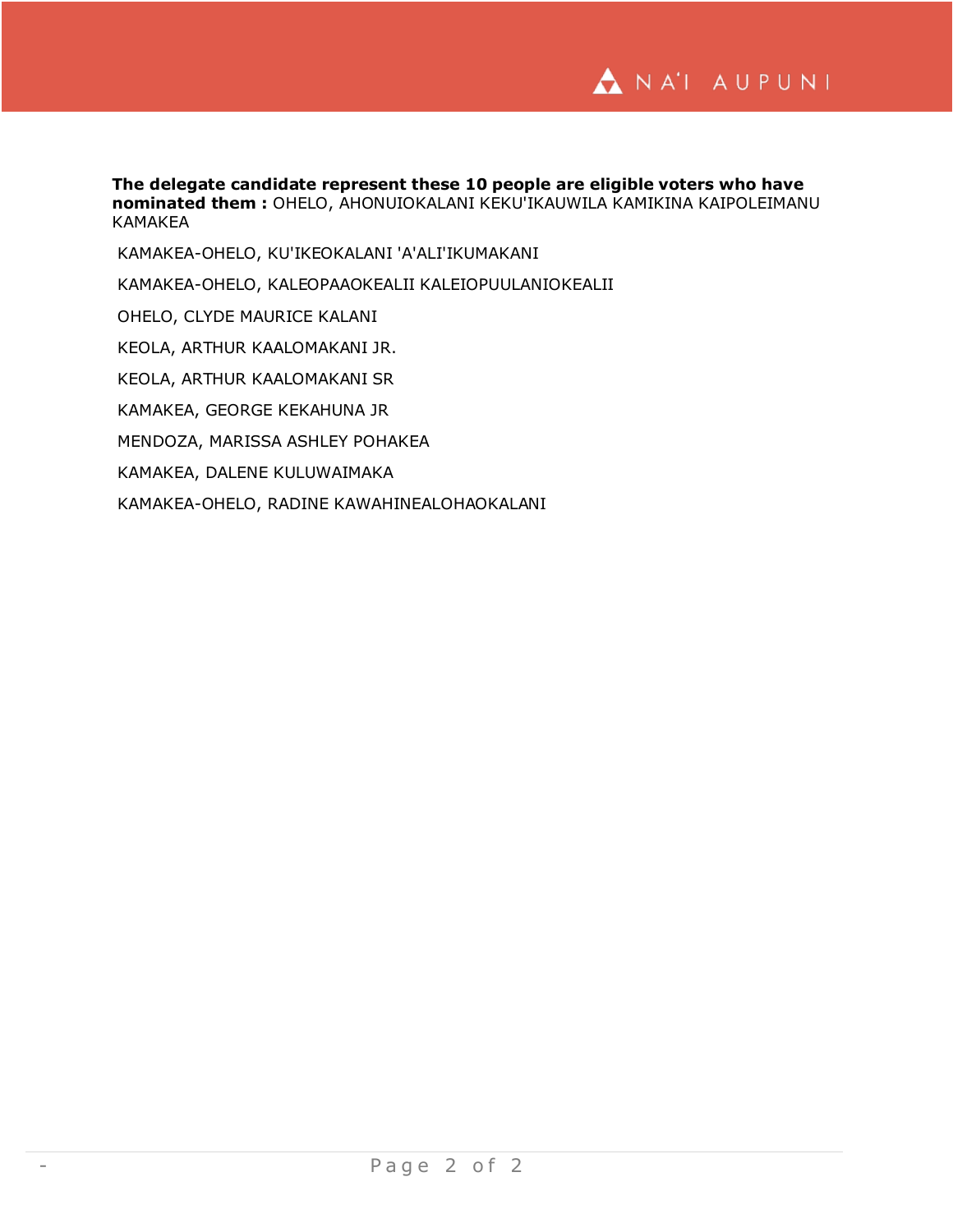**The delegate candidate represent these 10 people are eligible voters who have nominated them :** OHELO, AHONUIOKALANI KEKU'IKAUWILA KAMIKINA KAIPOLEIMANU KAMAKEA

KAMAKEA-OHELO, KU'IKEOKALANI 'A'ALI'IKUMAKANI

KAMAKEA-OHELO, KALEOPAAOKEALII KALEIOPUULANIOKEALII

OHELO, CLYDE MAURICE KALANI

KEOLA, ARTHUR KAALOMAKANI JR.

KEOLA, ARTHUR KAALOMAKANI SR

KAMAKEA, GEORGE KEKAHUNA JR

MENDOZA, MARISSA ASHLEY POHAKEA

KAMAKEA, DALENE KULUWAIMAKA

KAMAKEA-OHELO, RADINE KAWAHINEALOHAOKALANI